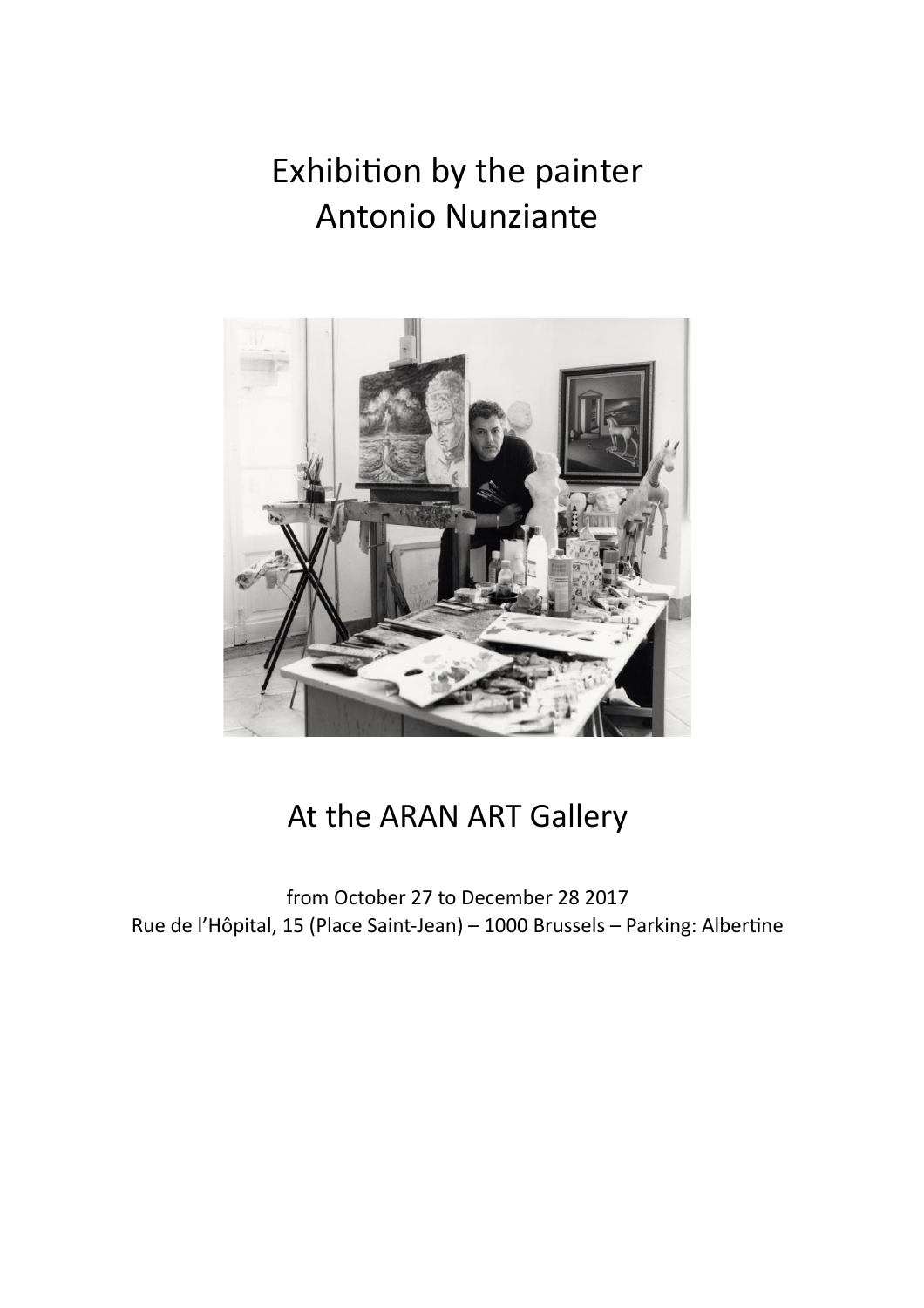# Exhibition by the painter
# Antonio Nunziante

## At the ARAN ART Gallery

from October 27 to December 28 2017

Rue de l'Hôpital, 15 (Place Saint-Jean) – 1000 Brussels – Parking: Albertine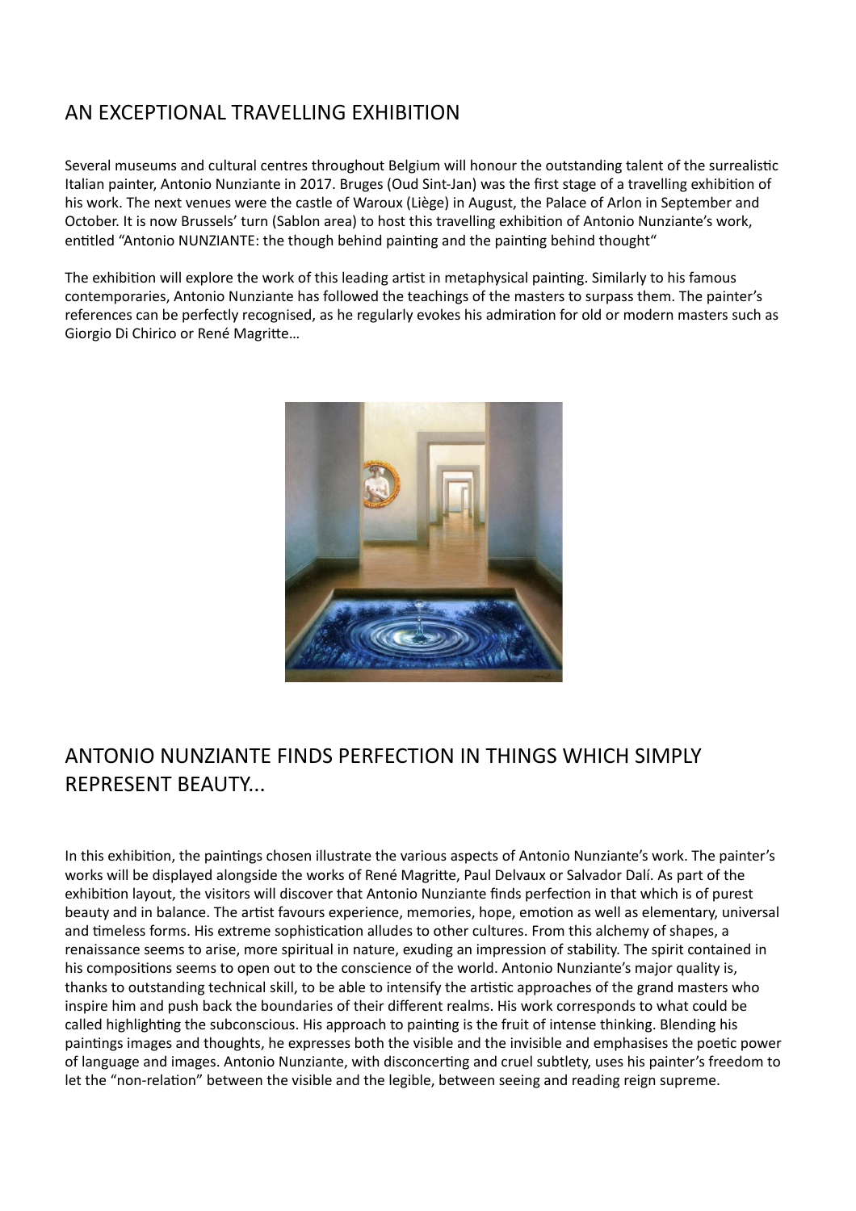## AN EXCEPTIONAL TRAVELLING EXHIBITION

Several museums and cultural centres throughout Belgium will honour the outstanding talent of the surrealistic Italian painter, Antonio Nunziante in 2017. Bruges (Oud Sint-Jan) was the first stage of a travelling exhibition of his work. The next venues were the castle of Waroux (Liège) in August, the Palace of Arlon in September and October. It is now Brussels' turn (Sablon area) to host this travelling exhibition of Antonio Nunziante's work, entitled "Antonio NUNZIANTE: the though behind painting and the painting behind thought"

The exhibition will explore the work of this leading artist in metaphysical painting. Similarly to his famous contemporaries, Antonio Nunziante has followed the teachings of the masters to surpass them. The painter's references can be perfectly recognised, as he regularly evokes his admiration for old or modern masters such as Giorgio Di Chirico or René Magritte…

## ANTONIO NUNZIANTE FINDS PERFECTION IN THINGS WHICH SIMPLY REPRESENT BEAUTY...

In this exhibition, the paintings chosen illustrate the various aspects of Antonio Nunziante's work. The painter's works will be displayed alongside the works of René Magritte, Paul Delvaux or Salvador Dalí. As part of the exhibition layout, the visitors will discover that Antonio Nunziante finds perfection in that which is of purest beauty and in balance. The artist favours experience, memories, hope, emotion as well as elementary, universal and timeless forms. His extreme sophistication alludes to other cultures. From this alchemy of shapes, a renaissance seems to arise, more spiritual in nature, exuding an impression of stability. The spirit contained in his compositions seems to open out to the conscience of the world. Antonio Nunziante's major quality is, thanks to outstanding technical skill, to be able to intensify the artistic approaches of the grand masters who inspire him and push back the boundaries of their different realms. His work corresponds to what could be called highlighting the subconscious. His approach to painting is the fruit of intense thinking. Blending his paintings images and thoughts, he expresses both the visible and the invisible and emphasises the poetic power of language and images. Antonio Nunziante, with disconcerting and cruel subtlety, uses his painter's freedom to let the "non-relation" between the visible and the legible, between seeing and reading reign supreme.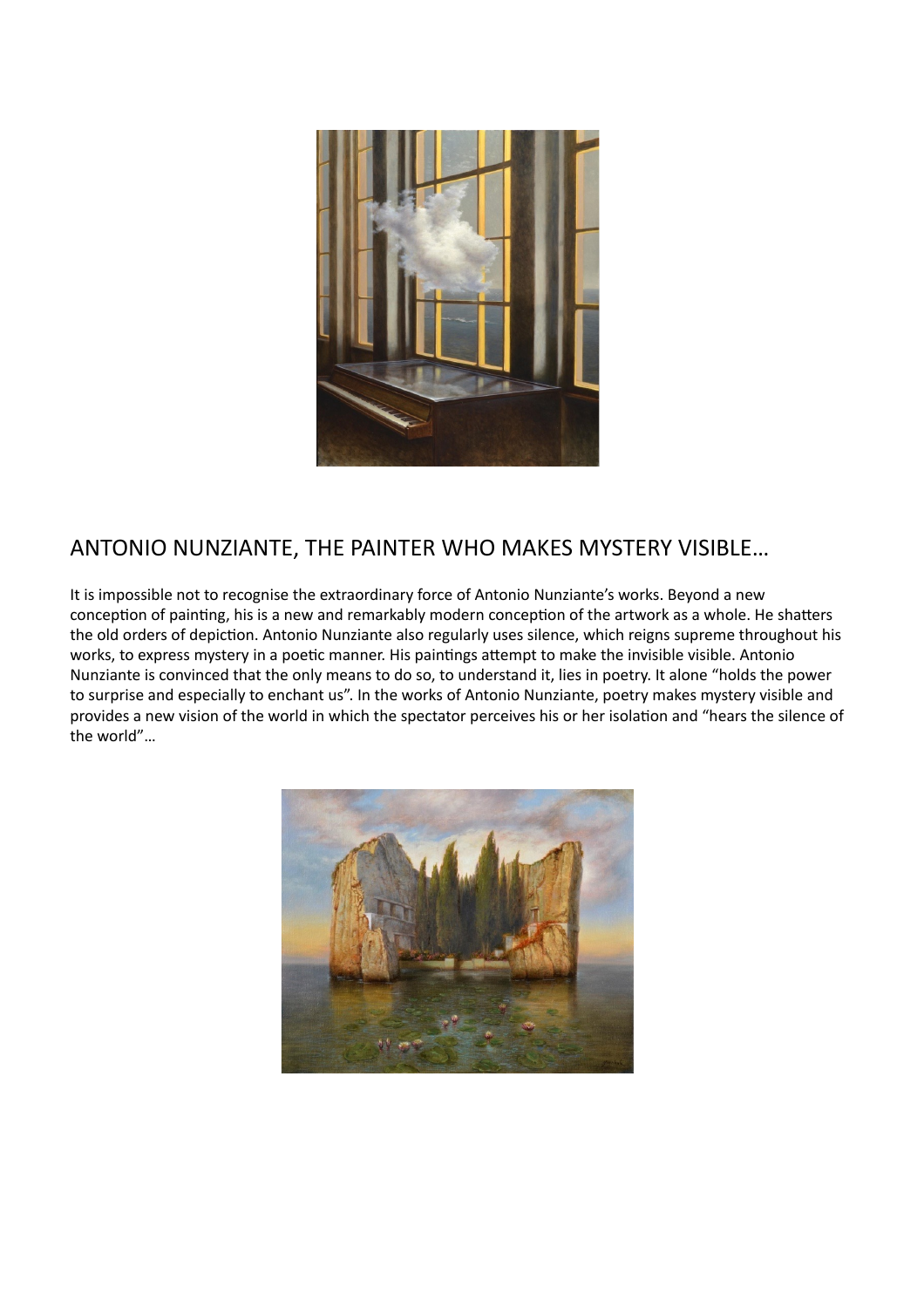## ANTONIO NUNZIANTE, THE PAINTER WHO MAKES MYSTERY VISIBLE…

It is impossible not to recognise the extraordinary force of Antonio Nunziante's works. Beyond a new conception of painting, his is a new and remarkably modern conception of the artwork as a whole. He shatters the old orders of depiction. Antonio Nunziante also regularly uses silence, which reigns supreme throughout his works, to express mystery in a poetic manner. His paintings attempt to make the invisible visible. Antonio Nunziante is convinced that the only means to do so, to understand it, lies in poetry. It alone "holds the power to surprise and especially to enchant us". In the works of Antonio Nunziante, poetry makes mystery visible and provides a new vision of the world in which the spectator perceives his or her isolation and "hears the silence of the world"…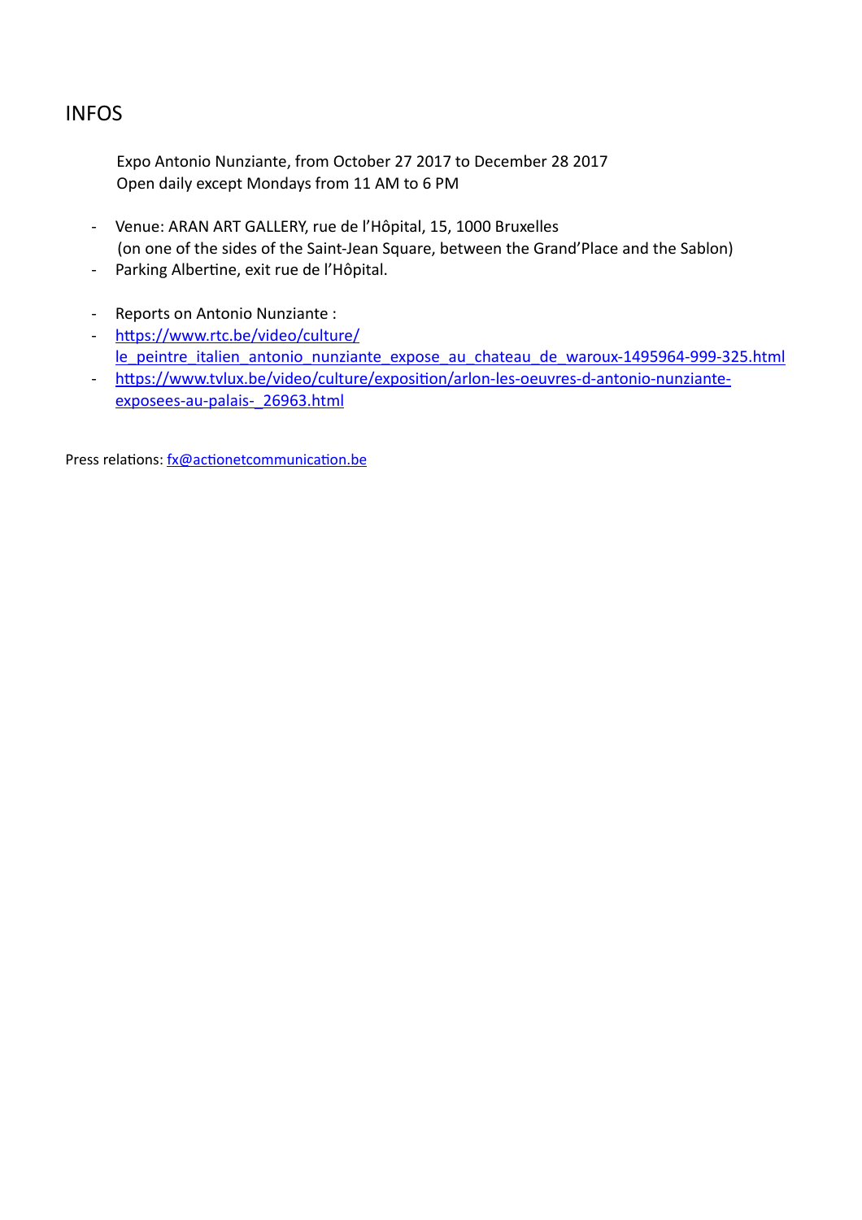# INFOS

Expo Antonio Nunziante, from October 27 2017 to December 28 2017
Open daily except Mondays from 11 AM to 6 PM

- Venue: ARAN ART GALLERY, rue de l'Hôpital, 15, 1000 Bruxelles
  (on one of the sides of the Saint-Jean Square, between the Grand'Place and the Sablon)
- Parking Albertine, exit rue de l'Hôpital.

- Reports on Antonio Nunziante :
- https://www.rtc.be/video/culture/le_peintre_italien_antonio_nunziante_expose_au_chateau_de_waroux-1495964-999-325.html
- https://www.tvlux.be/video/culture/exposition/arlon-les-oeuvres-d-antonio-nunziante-exposees-au-palais-_26963.html

Press relations: fx@actionetcommunication.be